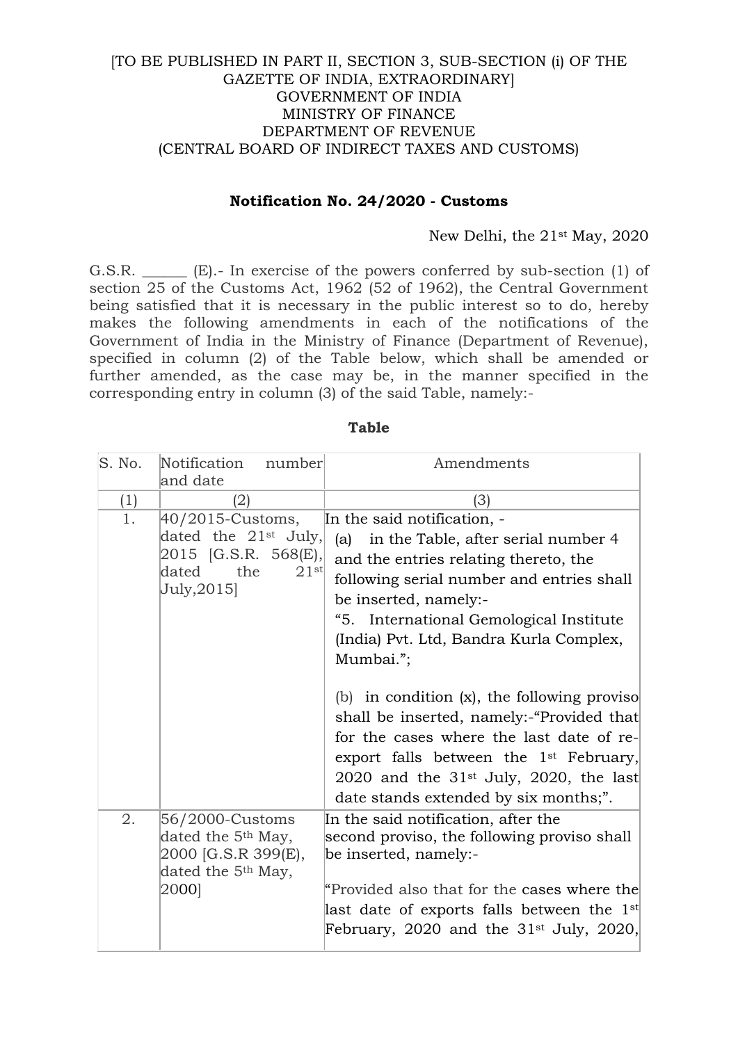[TO BE PUBLISHED IN PART II, SECTION 3, SUB-SECTION (i) OF THE GAZETTE OF INDIA, EXTRAORDINARY]
GOVERNMENT OF INDIA
MINISTRY OF FINANCE
DEPARTMENT OF REVENUE
(CENTRAL BOARD OF INDIRECT TAXES AND CUSTOMS)

**Notification No. 24/2020 - Customs**

New Delhi, the 21st May, 2020

G.S.R. ______ (E).- In exercise of the powers conferred by sub-section (1) of section 25 of the Customs Act, 1962 (52 of 1962), the Central Government being satisfied that it is necessary in the public interest so to do, hereby makes the following amendments in each of the notifications of the Government of India in the Ministry of Finance (Department of Revenue), specified in column (2) of the Table below, which shall be amended or further amended, as the case may be, in the manner specified in the corresponding entry in column (3) of the said Table, namely:-

**Table**

| S. No. | Notification number and date | Amendments |
|---|---|---|
| (1) | (2) | (3) |
| 1. | 40/2015-Customs, dated the 21st July, 2015 [G.S.R. 568(E), dated the 21st July,2015] | In the said notification, - (a) in the Table, after serial number 4 and the entries relating thereto, the following serial number and entries shall be inserted, namely:- "5. International Gemological Institute (India) Pvt. Ltd, Bandra Kurla Complex, Mumbai."; (b) in condition (x), the following proviso shall be inserted, namely:-"Provided that for the cases where the last date of re-export falls between the 1st February, 2020 and the 31st July, 2020, the last date stands extended by six months;". |
| 2. | 56/2000-Customs dated the 5th May, 2000 [G.S.R 399(E), dated the 5th May, 2000] | In the said notification, after the second proviso, the following proviso shall be inserted, namely:- "Provided also that for the cases where the last date of exports falls between the 1st February, 2020 and the 31st July, 2020, |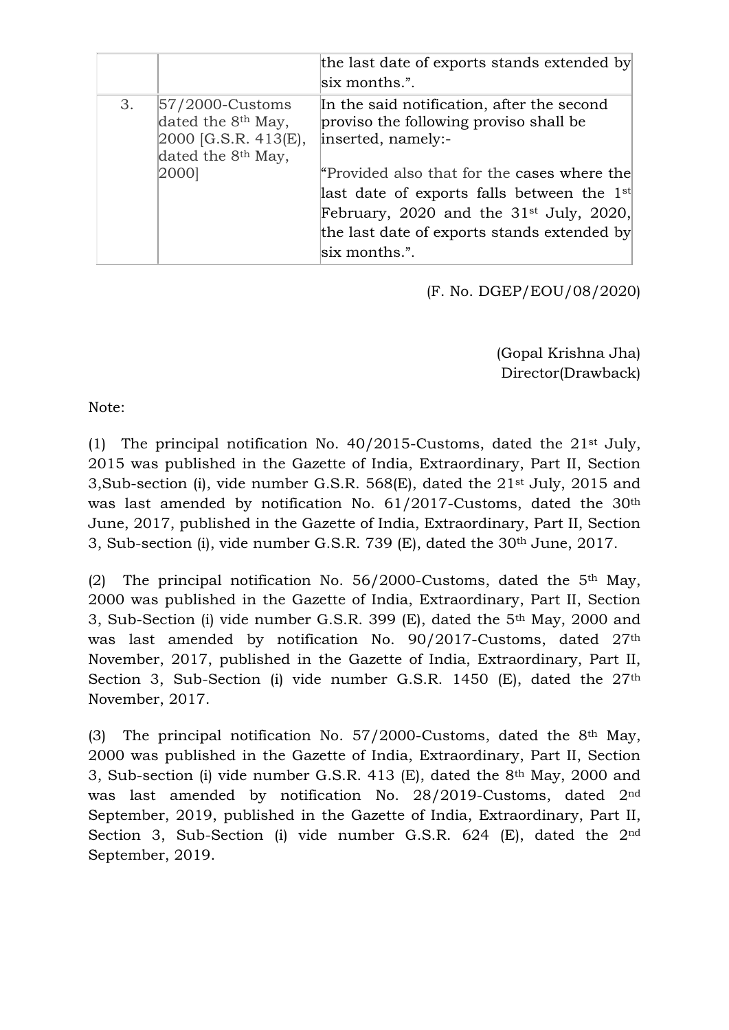| | | |
|---|---|---|
| | | the last date of exports stands extended by six months.”. |
| 3. | 57/2000-Customs dated the 8th May, 2000 [G.S.R. 413(E), dated the 8th May, 2000] | In the said notification, after the second proviso the following proviso shall be inserted, namely:-<br><br>“Provided also that for the cases where the last date of exports falls between the 1st February, 2020 and the 31st July, 2020, the last date of exports stands extended by six months.”. |

(F. No. DGEP/EOU/08/2020)

(Gopal Krishna Jha)
Director(Drawback)

Note:

(1) The principal notification No. 40/2015-Customs, dated the 21st July, 2015 was published in the Gazette of India, Extraordinary, Part II, Section 3,Sub-section (i), vide number G.S.R. 568(E), dated the 21st July, 2015 and was last amended by notification No. 61/2017-Customs, dated the 30th June, 2017, published in the Gazette of India, Extraordinary, Part II, Section 3, Sub-section (i), vide number G.S.R. 739 (E), dated the 30th June, 2017.

(2) The principal notification No. 56/2000-Customs, dated the 5th May, 2000 was published in the Gazette of India, Extraordinary, Part II, Section 3, Sub-Section (i) vide number G.S.R. 399 (E), dated the 5th May, 2000 and was last amended by notification No. 90/2017-Customs, dated 27th November, 2017, published in the Gazette of India, Extraordinary, Part II, Section 3, Sub-Section (i) vide number G.S.R. 1450 (E), dated the 27th November, 2017.

(3) The principal notification No. 57/2000-Customs, dated the 8th May, 2000 was published in the Gazette of India, Extraordinary, Part II, Section 3, Sub-section (i) vide number G.S.R. 413 (E), dated the 8th May, 2000 and was last amended by notification No. 28/2019-Customs, dated 2nd September, 2019, published in the Gazette of India, Extraordinary, Part II, Section 3, Sub-Section (i) vide number G.S.R. 624 (E), dated the 2nd September, 2019.